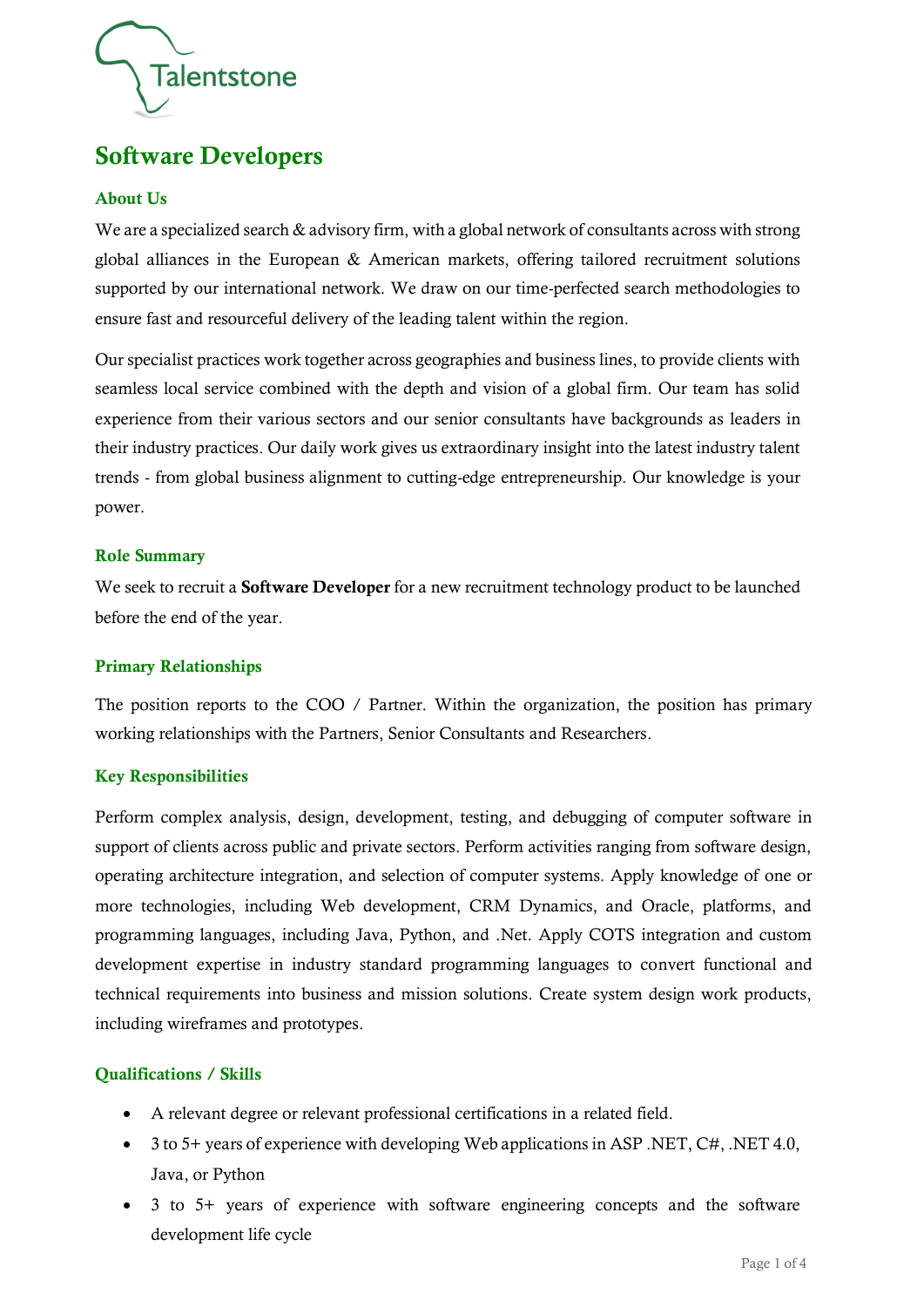Talentstone

# Software Developers

## About Us

We are a specialized search & advisory firm, with a global network of consultants across with strong global alliances in the European & American markets, offering tailored recruitment solutions supported by our international network. We draw on our time-perfected search methodologies to ensure fast and resourceful delivery of the leading talent within the region.

Our specialist practices work together across geographies and business lines, to provide clients with seamless local service combined with the depth and vision of a global firm. Our team has solid experience from their various sectors and our senior consultants have backgrounds as leaders in their industry practices. Our daily work gives us extraordinary insight into the latest industry talent trends - from global business alignment to cutting-edge entrepreneurship. Our knowledge is your power.

## Role Summary

We seek to recruit a **Software Developer** for a new recruitment technology product to be launched before the end of the year.

## Primary Relationships

The position reports to the COO / Partner. Within the organization, the position has primary working relationships with the Partners, Senior Consultants and Researchers.

## Key Responsibilities

Perform complex analysis, design, development, testing, and debugging of computer software in support of clients across public and private sectors. Perform activities ranging from software design, operating architecture integration, and selection of computer systems. Apply knowledge of one or more technologies, including Web development, CRM Dynamics, and Oracle, platforms, and programming languages, including Java, Python, and .Net. Apply COTS integration and custom development expertise in industry standard programming languages to convert functional and technical requirements into business and mission solutions. Create system design work products, including wireframes and prototypes.

## Qualifications / Skills

- A relevant degree or relevant professional certifications in a related field.
- 3 to 5+ years of experience with developing Web applications in ASP .NET, C#, .NET 4.0, Java, or Python
- 3 to 5+ years of experience with software engineering concepts and the software development life cycle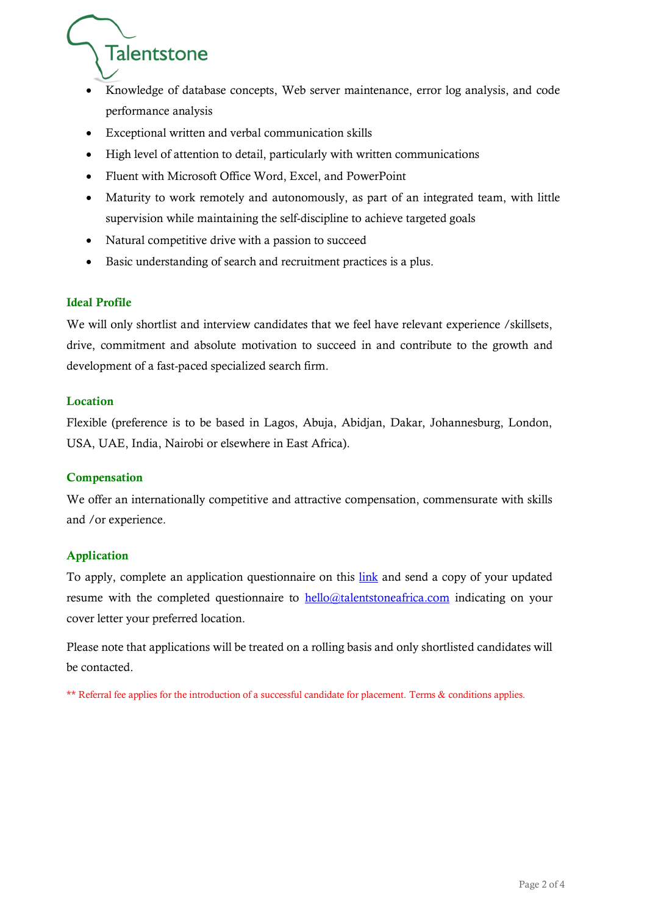- Knowledge of database concepts, Web server maintenance, error log analysis, and code performance analysis
- Exceptional written and verbal communication skills
- High level of attention to detail, particularly with written communications
- Fluent with Microsoft Office Word, Excel, and PowerPoint
- Maturity to work remotely and autonomously, as part of an integrated team, with little supervision while maintaining the self-discipline to achieve targeted goals
- Natural competitive drive with a passion to succeed
- Basic understanding of search and recruitment practices is a plus.

## Ideal Profile

We will only shortlist and interview candidates that we feel have relevant experience /skillsets, drive, commitment and absolute motivation to succeed in and contribute to the growth and development of a fast-paced specialized search firm.

## Location

Flexible (preference is to be based in Lagos, Abuja, Abidjan, Dakar, Johannesburg, London, USA, UAE, India, Nairobi or elsewhere in East Africa).

## Compensation

We offer an internationally competitive and attractive compensation, commensurate with skills and /or experience.

## Application

To apply, complete an application questionnaire on this link and send a copy of your updated resume with the completed questionnaire to hello@talentstoneafrica.com indicating on your cover letter your preferred location.

Please note that applications will be treated on a rolling basis and only shortlisted candidates will be contacted.

** Referral fee applies for the introduction of a successful candidate for placement. Terms & conditions applies.